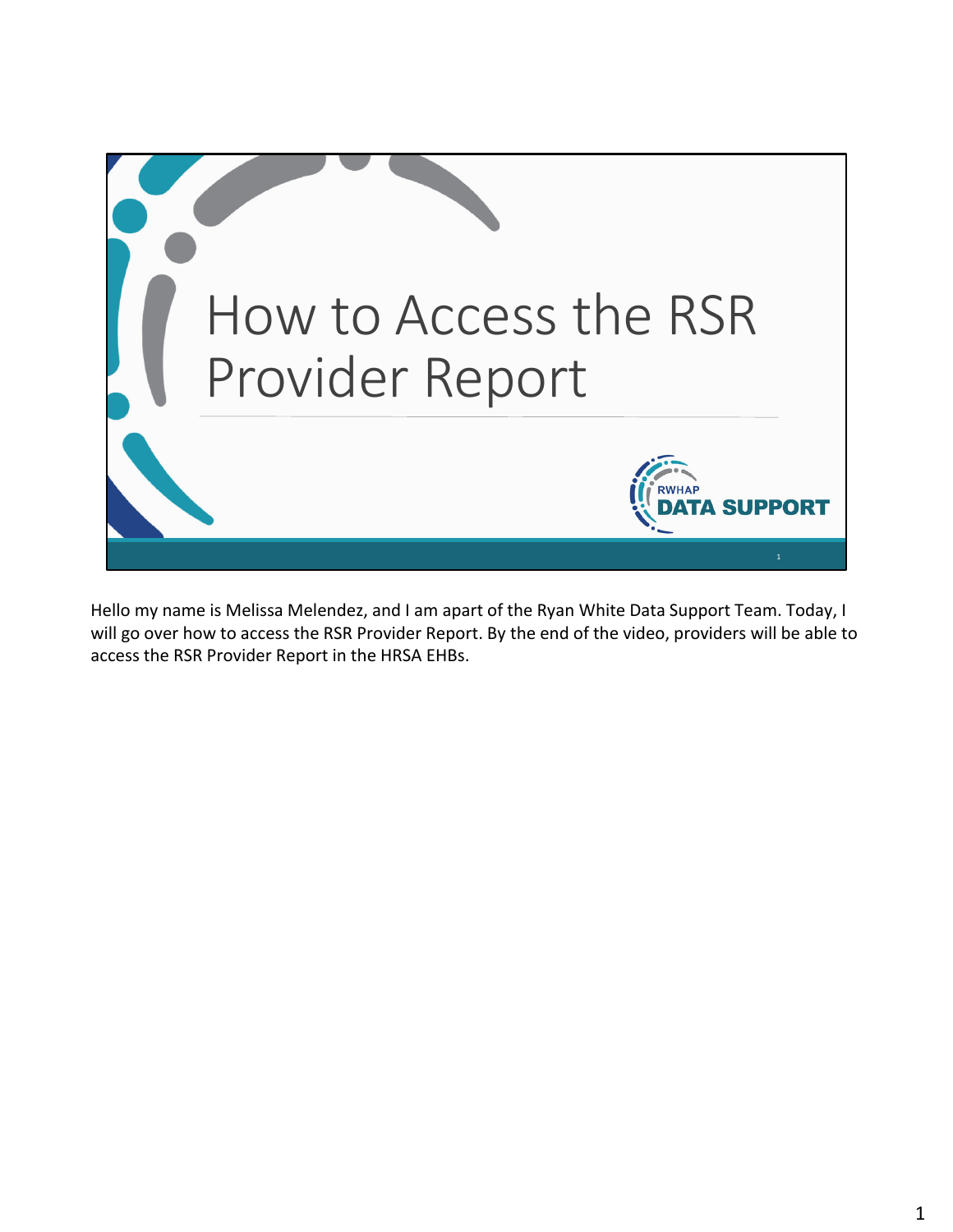# How to Access the RSR Provider Report

RWHAP DATA SUPPORT

Hello my name is Melissa Melendez, and I am apart of the Ryan White Data Support Team. Today, I will go over how to access the RSR Provider Report. By the end of the video, providers will be able to access the RSR Provider Report in the HRSA EHBs.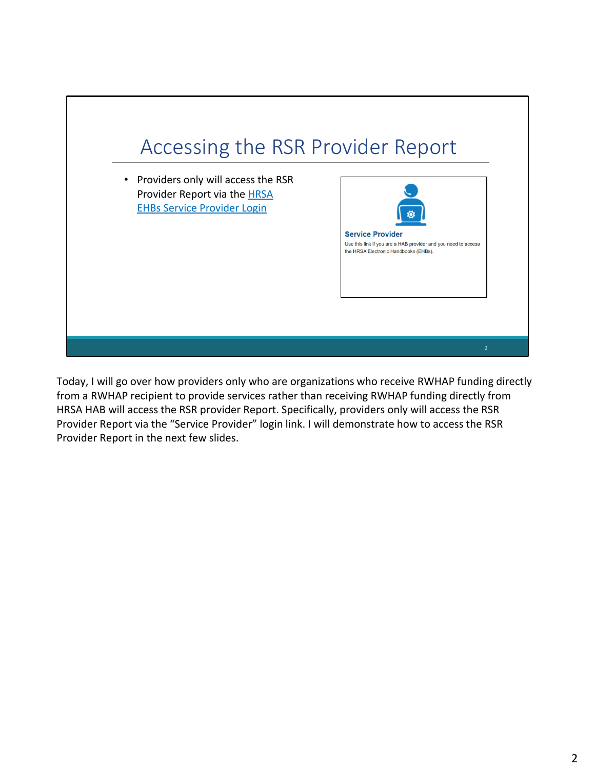## Accessing the RSR Provider Report

- Providers only will access the RSR Provider Report via the [HRSA EHBs Service Provider Login]

**Service Provider**

Use this link if you are a HAB provider and you need to access the HRSA Electronic Handbooks (EHBs).

Today, I will go over how providers only who are organizations who receive RWHAP funding directly from a RWHAP recipient to provide services rather than receiving RWHAP funding directly from HRSA HAB will access the RSR provider Report. Specifically, providers only will access the RSR Provider Report via the "Service Provider" login link. I will demonstrate how to access the RSR Provider Report in the next few slides.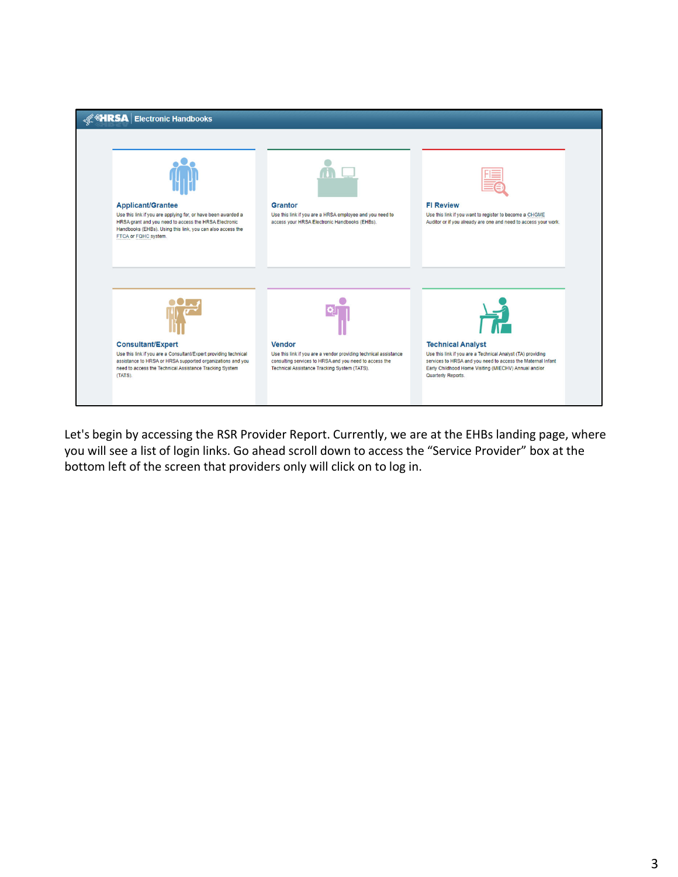HRSA | Electronic Handbooks

**Applicant/Grantee**
Use this link if you are applying for, or have been awarded a HRSA grant and you need to access the HRSA Electronic Handbooks (EHBs). Using this link, you can also access the FTCA or FQHC system.

**Grantor**
Use this link if you are a HRSA employee and you need to access your HRSA Electronic Handbooks (EHBs).

**FI Review**
Use this link if you want to register to become a CHGME Auditor or if you already are one and need to access your work.

**Consultant/Expert**
Use this link if you are a Consultant/Expert providing technical assistance to HRSA or HRSA supported organizations and you need to access the Technical Assistance Tracking System (TATS).

**Vendor**
Use this link if you are a vendor providing technical assistance consulting services to HRSA and you need to access the Technical Assistance Tracking System (TATS).

**Technical Analyst**
Use this link if you are a Technical Analyst (TA) providing services to HRSA and you need to access the Maternal Infant Early Childhood Home Visiting (MIECHV) Annual and/or Quarterly Reports.

Let's begin by accessing the RSR Provider Report. Currently, we are at the EHBs landing page, where you will see a list of login links. Go ahead scroll down to access the "Service Provider" box at the bottom left of the screen that providers only will click on to log in.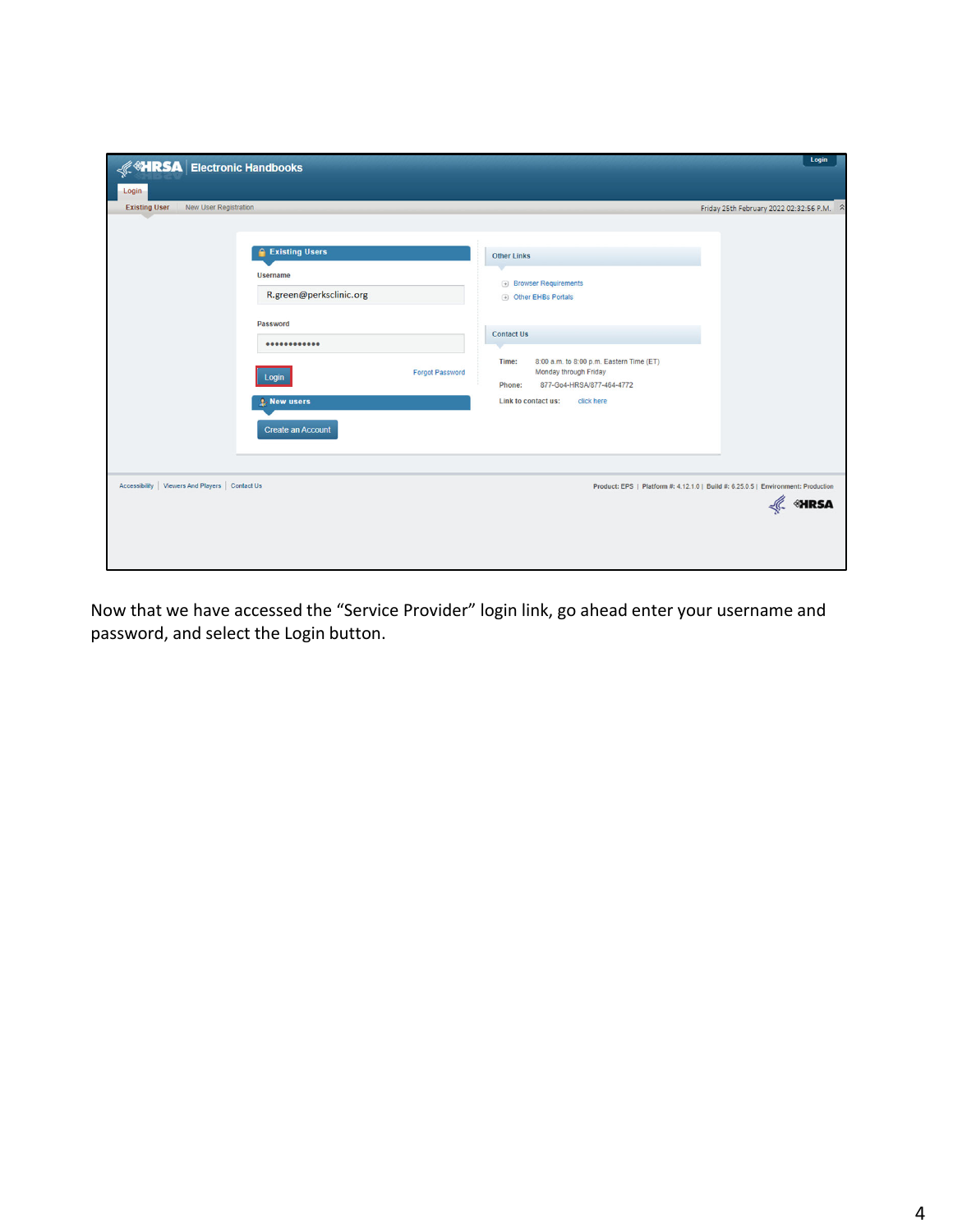HRSA Electronic Handbooks

Login

Existing User | New User Registration

Friday 25th February 2022 02:32:56 P.M.

**Existing Users**

Username

R.green@perksclinic.org

Password

••••••••••••

Login

Forgot Password

**New users**

Create an Account

**Other Links**

- Browser Requirements
- Other EHBs Portals

**Contact Us**

Time: 8:00 a.m. to 8:00 p.m. Eastern Time (ET) Monday through Friday

Phone: 877-Go4-HRSA/877-464-4772

Link to contact us: click here

Accessibility | Viewers And Players | Contact Us

Product: EPS | Platform #: 4.12.1.0 | Build #: 6.25.0.5 | Environment: Production

Now that we have accessed the "Service Provider" login link, go ahead enter your username and password, and select the Login button.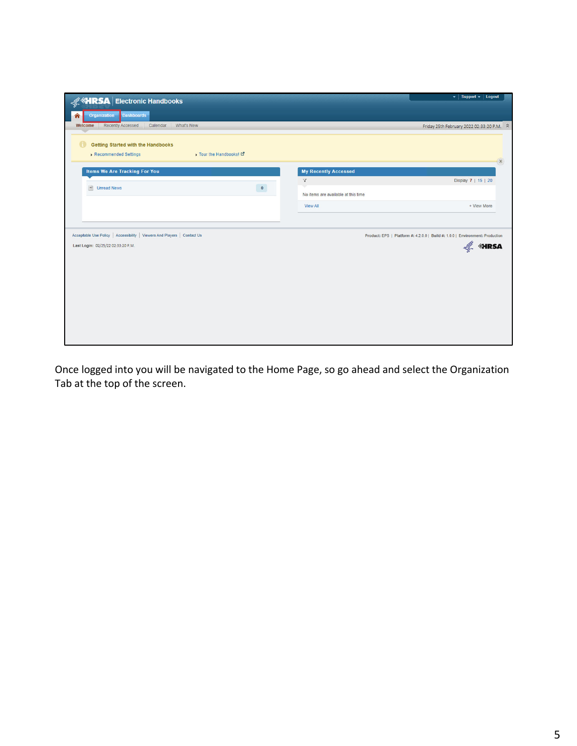Once logged into you will be navigated to the Home Page, so go ahead and select the Organization Tab at the top of the screen.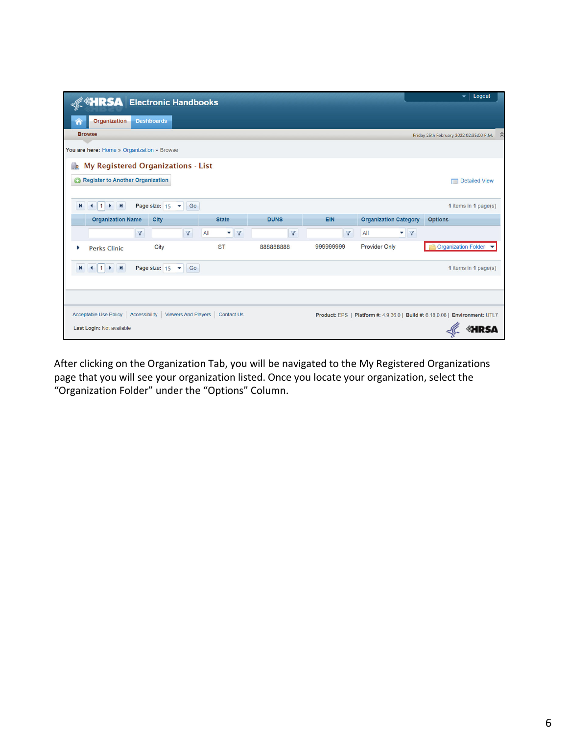After clicking on the Organization Tab, you will be navigated to the My Registered Organizations page that you will see your organization listed. Once you locate your organization, select the “Organization Folder” under the “Options” Column.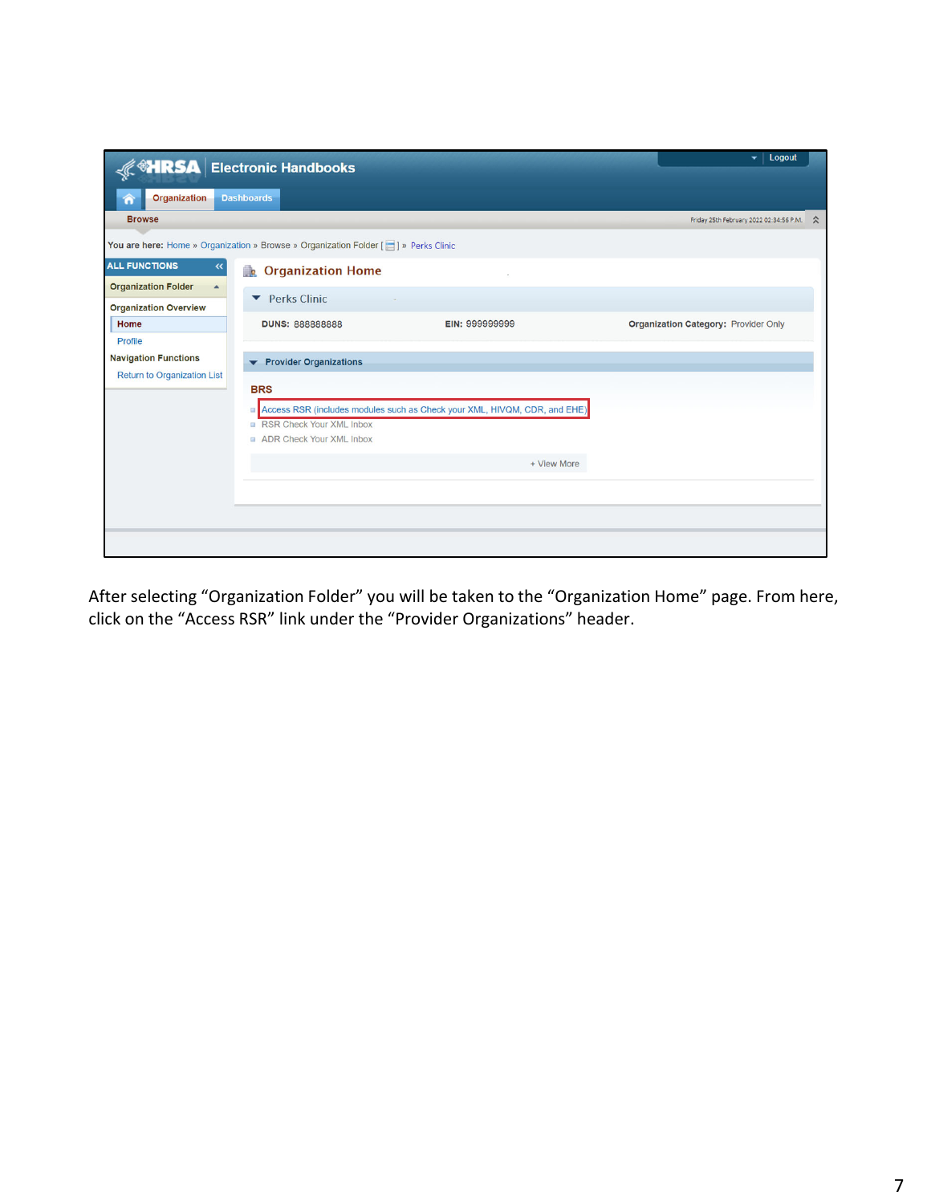After selecting "Organization Folder" you will be taken to the "Organization Home" page. From here, click on the "Access RSR" link under the "Provider Organizations" header.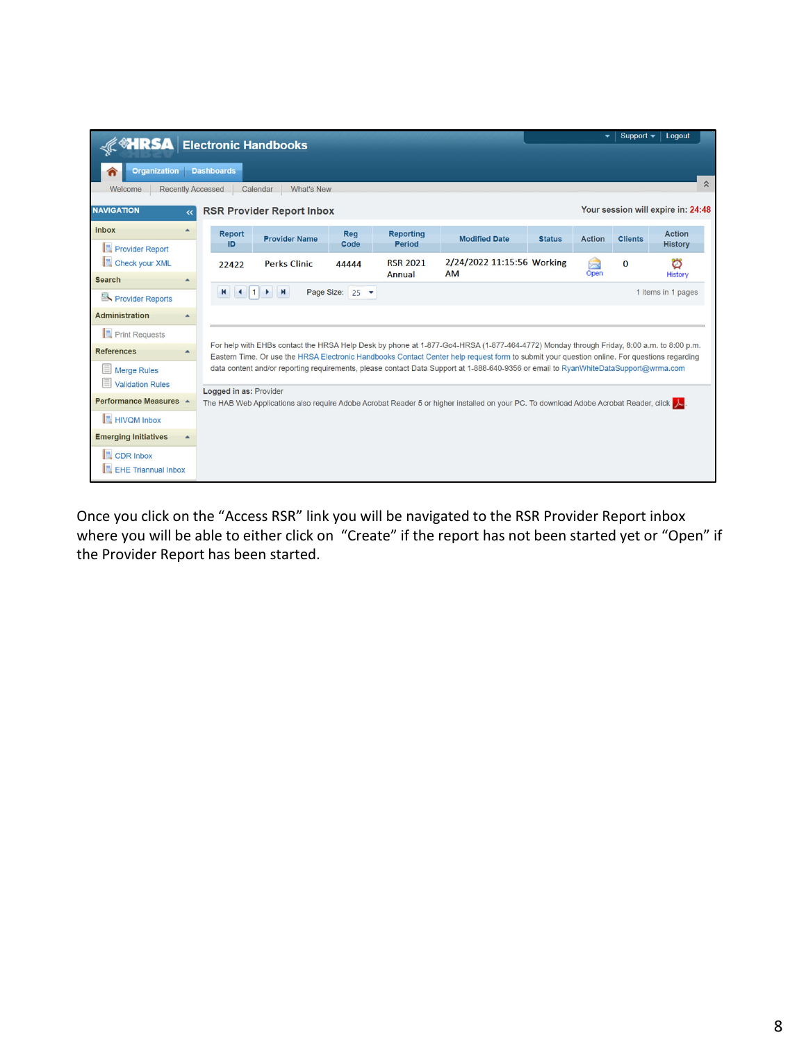HRSA Electronic Handbooks

Support | Logout

Organization | Dashboards

Welcome | Recently Accessed | Calendar | What's New

NAVIGATION

Inbox
- Provider Report
- Check your XML

Search
- Provider Reports

Administration
- Print Requests

References
- Merge Rules
- Validation Rules

Performance Measures
- HIVQM Inbox

Emerging Initiatives
- CDR Inbox
- EHE Triannual Inbox

## RSR Provider Report Inbox

Your session will expire in: 24:48

| Report ID | Provider Name | Reg Code | Reporting Period | Modified Date | Status | Action | Clients | Action History |
|---|---|---|---|---|---|---|---|---|
| 22422 | Perks Clinic | 44444 | RSR 2021 Annual | 2/24/2022 11:15:56 AM | Working | Open | 0 | History |

Page Size: 25 — 1 items in 1 pages

For help with EHBs contact the HRSA Help Desk by phone at 1-877-Go4-HRSA (1-877-464-4772) Monday through Friday, 8:00 a.m. to 8:00 p.m. Eastern Time. Or use the HRSA Electronic Handbooks Contact Center help request form to submit your question online. For questions regarding data content and/or reporting requirements, please contact Data Support at 1-888-640-9356 or email to RyanWhiteDataSupport@wrma.com

**Logged in as:** Provider

The HAB Web Applications also require Adobe Acrobat Reader 5 or higher installed on your PC. To download Adobe Acrobat Reader, click.

Once you click on the “Access RSR” link you will be navigated to the RSR Provider Report inbox where you will be able to either click on “Create” if the report has not been started yet or “Open” if the Provider Report has been started.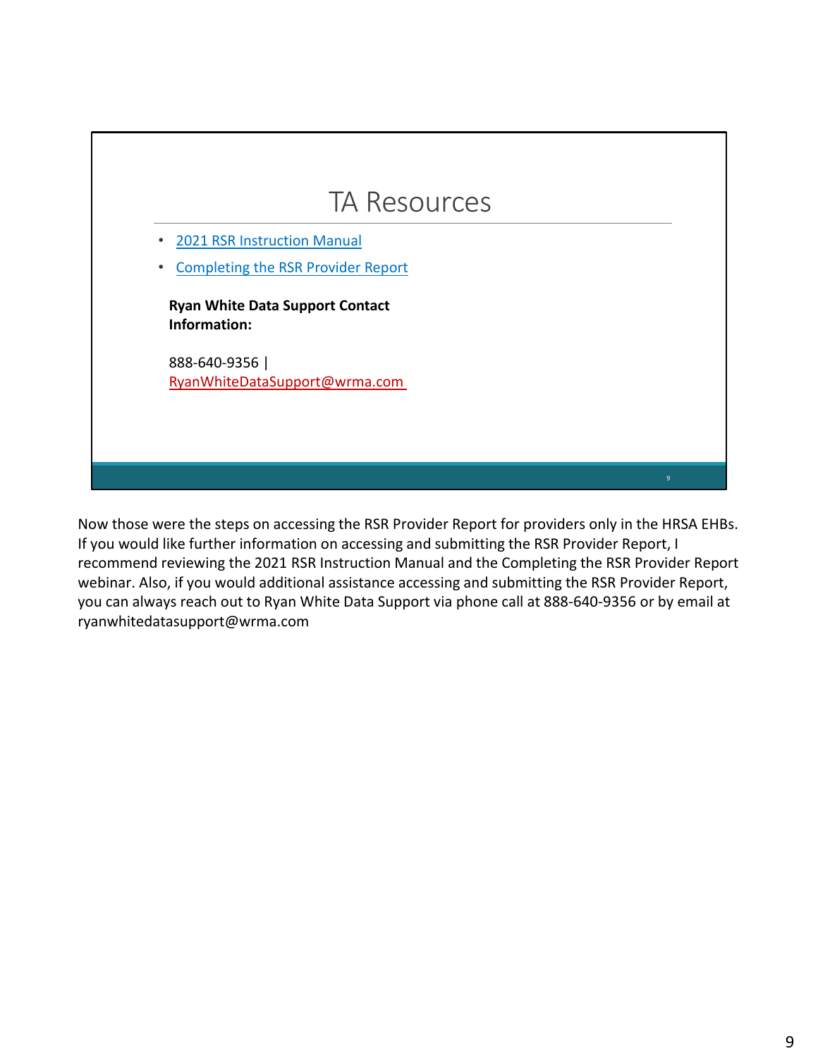# TA Resources

- [2021 RSR Instruction Manual]
- [Completing the RSR Provider Report]

**Ryan White Data Support Contact Information:**

888-640-9356 | RyanWhiteDataSupport@wrma.com

Now those were the steps on accessing the RSR Provider Report for providers only in the HRSA EHBs. If you would like further information on accessing and submitting the RSR Provider Report, I recommend reviewing the 2021 RSR Instruction Manual and the Completing the RSR Provider Report webinar. Also, if you would additional assistance accessing and submitting the RSR Provider Report, you can always reach out to Ryan White Data Support via phone call at 888-640-9356 or by email at ryanwhitedatasupport@wrma.com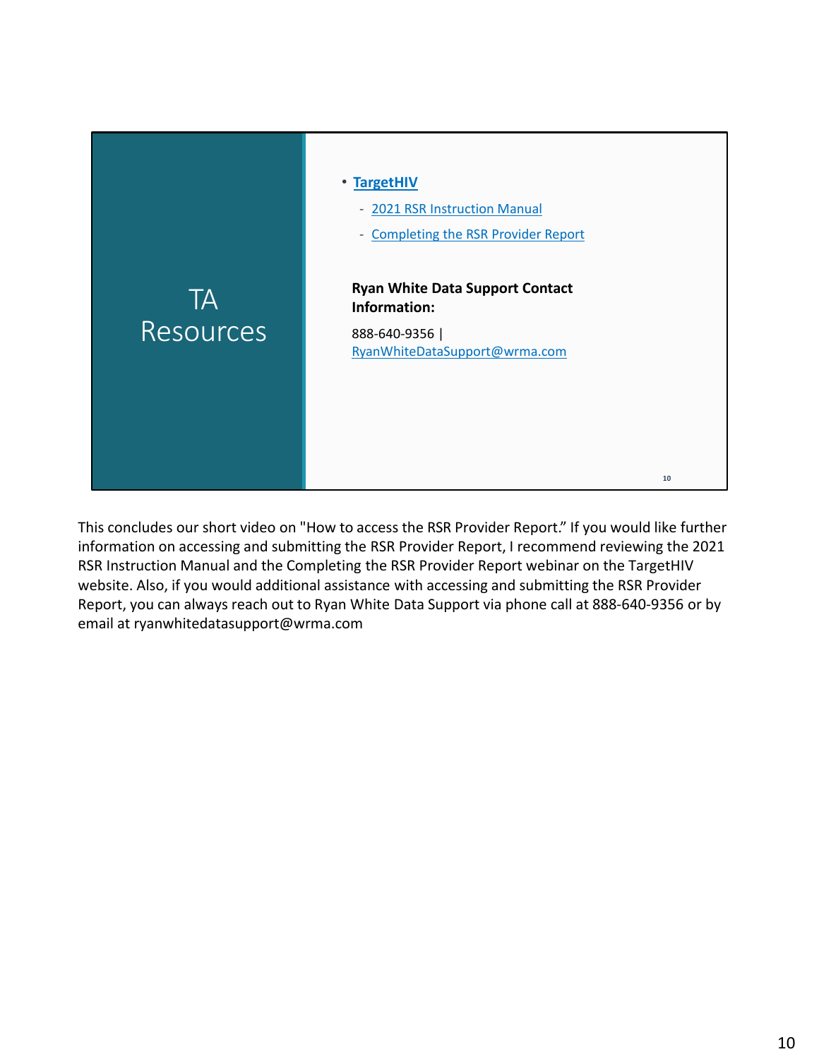# TA Resources

- **TargetHIV**
  - 2021 RSR Instruction Manual
  - Completing the RSR Provider Report

**Ryan White Data Support Contact Information:**

888-640-9356 | RyanWhiteDataSupport@wrma.com

This concludes our short video on "How to access the RSR Provider Report." If you would like further information on accessing and submitting the RSR Provider Report, I recommend reviewing the 2021 RSR Instruction Manual and the Completing the RSR Provider Report webinar on the TargetHIV website. Also, if you would additional assistance with accessing and submitting the RSR Provider Report, you can always reach out to Ryan White Data Support via phone call at 888-640-9356 or by email at ryanwhitedatasupport@wrma.com